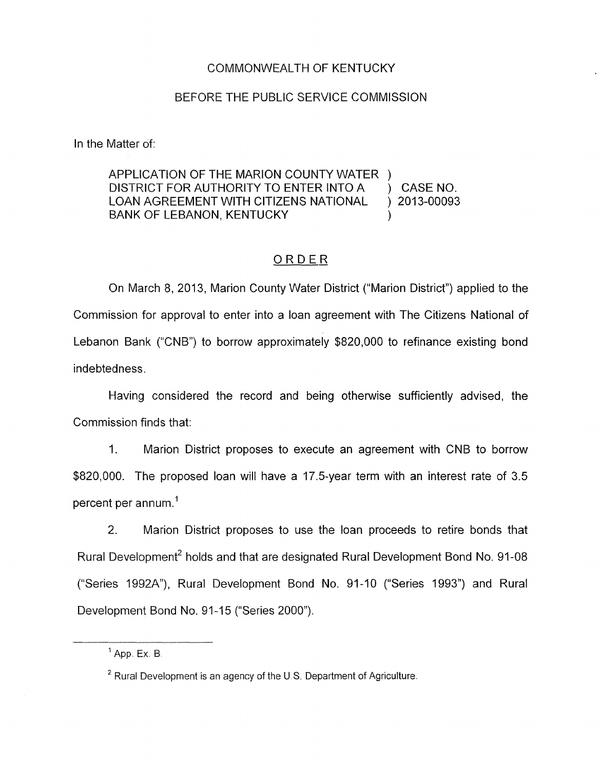COMMONWEALTH OF KENTUCKY

BEFORE THE PUBLIC SERVICE COMMISSION

In the Matter of:

APPLICATION OF THE MARION COUNTY WATER )
DISTRICT FOR AUTHORITY TO ENTER INTO A ) CASE NO.
LOAN AGREEMENT WITH CITIZENS NATIONAL ) 2013-00093
BANK OF LEBANON, KENTUCKY )

## ORDER

On March 8, 2013, Marion County Water District ("Marion District") applied to the Commission for approval to enter into a loan agreement with The Citizens National of Lebanon Bank ("CNB") to borrow approximately $820,000 to refinance existing bond indebtedness.

Having considered the record and being otherwise sufficiently advised, the Commission finds that:

1. Marion District proposes to execute an agreement with CNB to borrow $820,000. The proposed loan will have a 17.5-year term with an interest rate of 3.5 percent per annum.[1]

2. Marion District proposes to use the loan proceeds to retire bonds that Rural Development[2] holds and that are designated Rural Development Bond No. 91-08 ("Series 1992A"), Rural Development Bond No. 91-10 ("Series 1993") and Rural Development Bond No. 91-15 ("Series 2000").

---

[1] App. Ex. B.

[2] Rural Development is an agency of the U.S. Department of Agriculture.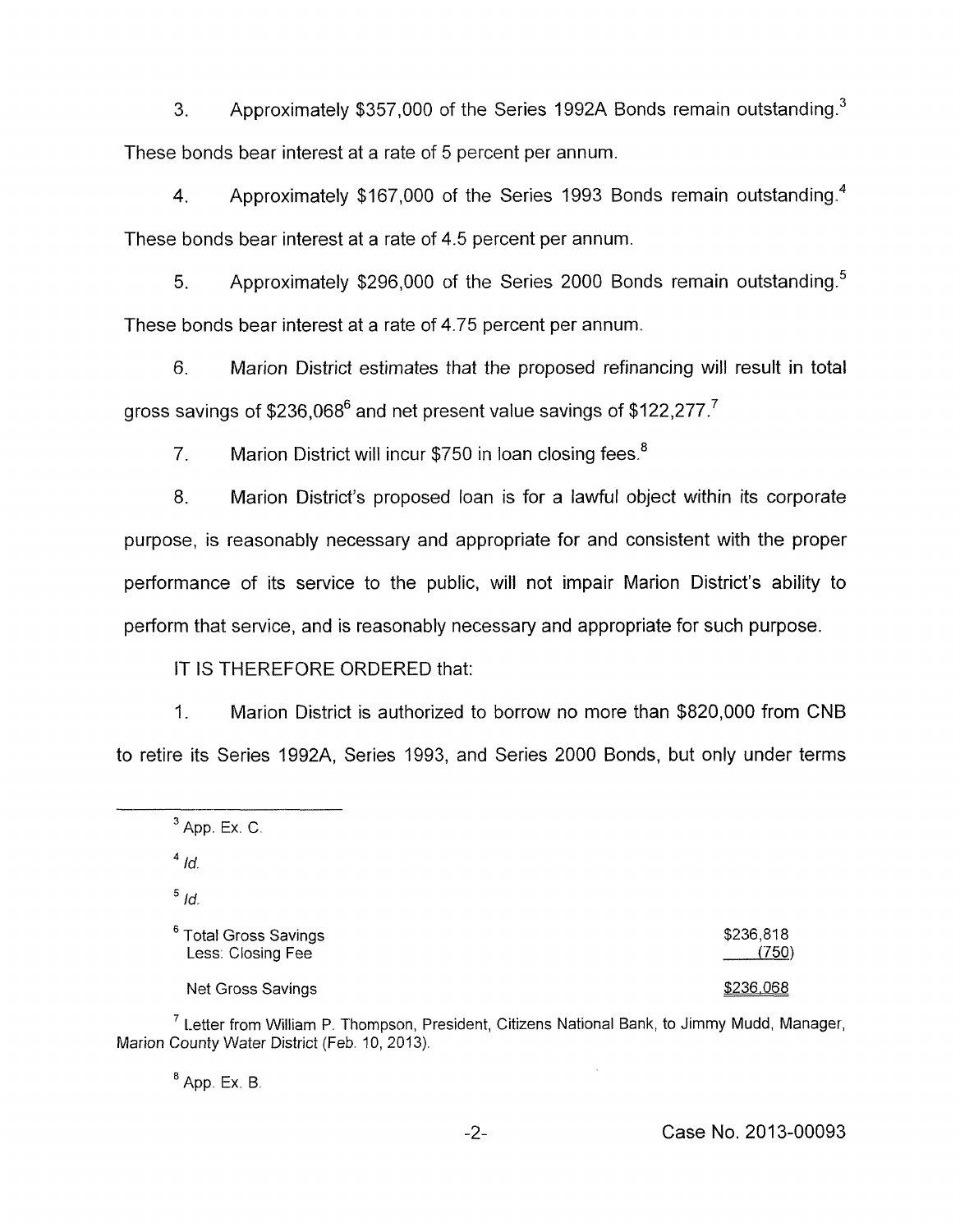3. Approximately $357,000 of the Series 1992A Bonds remain outstanding.[3] These bonds bear interest at a rate of 5 percent per annum.

4. Approximately $167,000 of the Series 1993 Bonds remain outstanding.[4] These bonds bear interest at a rate of 4.5 percent per annum.

5. Approximately $296,000 of the Series 2000 Bonds remain outstanding.[5] These bonds bear interest at a rate of 4.75 percent per annum.

6. Marion District estimates that the proposed refinancing will result in total gross savings of $236,068[6] and net present value savings of $122,277.[7]

7. Marion District will incur $750 in loan closing fees.[8]

8. Marion District's proposed loan is for a lawful object within its corporate purpose, is reasonably necessary and appropriate for and consistent with the proper performance of its service to the public, will not impair Marion District's ability to perform that service, and is reasonably necessary and appropriate for such purpose.

IT IS THEREFORE ORDERED that:

1. Marion District is authorized to borrow no more than $820,000 from CNB to retire its Series 1992A, Series 1993, and Series 2000 Bonds, but only under terms

---

[3] App. Ex. C.

[4] *Id.*

[5] *Id.*

[6]

| | |
|---|---|
| Total Gross Savings | $236,818 |
| Less: Closing Fee | (750) |
| Net Gross Savings | $236,068 |

[7] Letter from William P. Thompson, President, Citizens National Bank, to Jimmy Mudd, Manager, Marion County Water District (Feb. 10, 2013).

[8] App. Ex. B.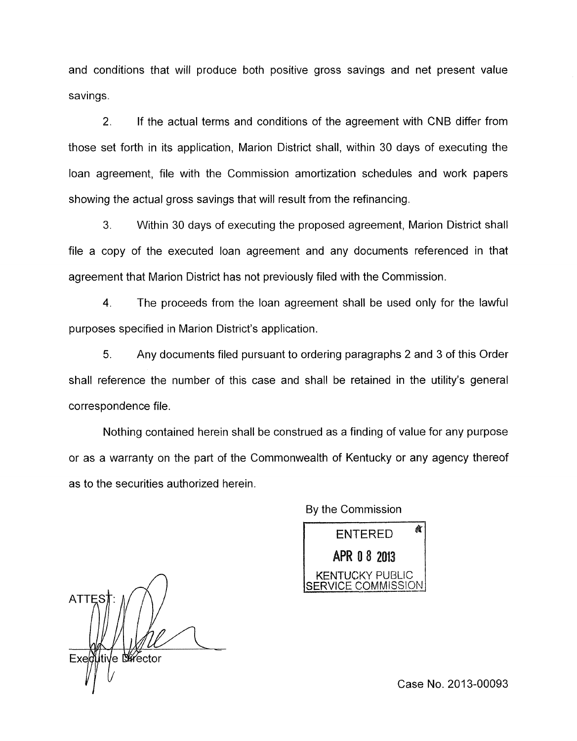and conditions that will produce both positive gross savings and net present value savings.

2. If the actual terms and conditions of the agreement with CNB differ from those set forth in its application, Marion District shall, within 30 days of executing the loan agreement, file with the Commission amortization schedules and work papers showing the actual gross savings that will result from the refinancing.

3. Within 30 days of executing the proposed agreement, Marion District shall file a copy of the executed loan agreement and any documents referenced in that agreement that Marion District has not previously filed with the Commission.

4. The proceeds from the loan agreement shall be used only for the lawful purposes specified in Marion District's application.

5. Any documents filed pursuant to ordering paragraphs 2 and 3 of this Order shall reference the number of this case and shall be retained in the utility's general correspondence file.

Nothing contained herein shall be construed as a finding of value for any purpose or as a warranty on the part of the Commonwealth of Kentucky or any agency thereof as to the securities authorized herein.

By the Commission

ENTERED
APR 08 2013
KENTUCKY PUBLIC SERVICE COMMISSION

ATTEST:

Executive Director

Case No. 2013-00093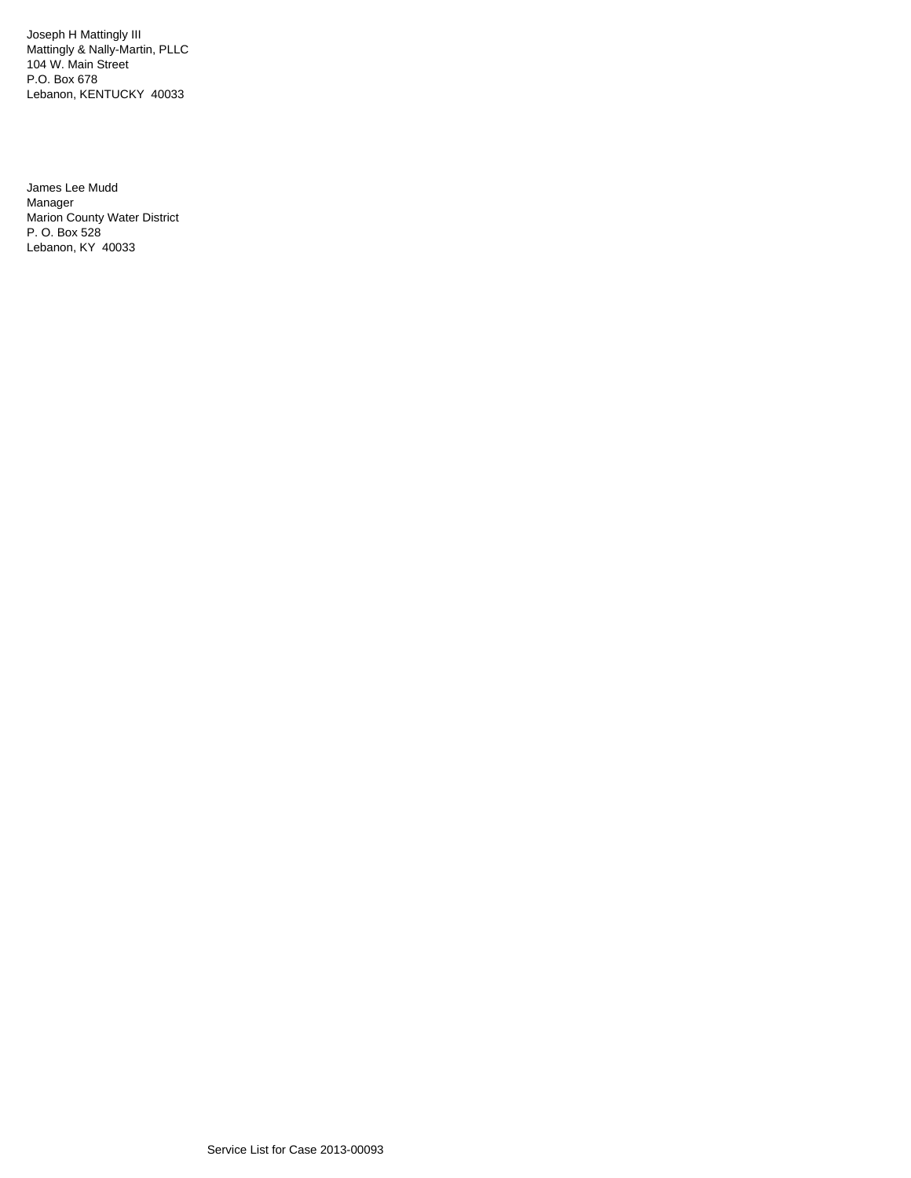Joseph H Mattingly III
Mattingly & Nally-Martin, PLLC
104 W. Main Street
P.O. Box 678
Lebanon, KENTUCKY 40033

James Lee Mudd
Manager
Marion County Water District
P. O. Box 528
Lebanon, KY 40033

Service List for Case 2013-00093